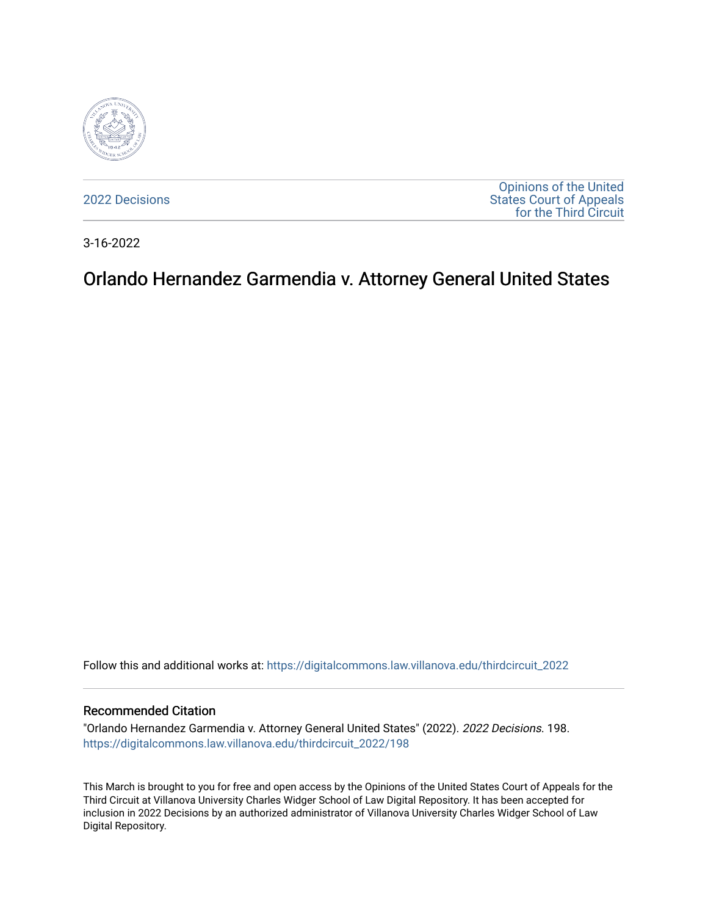2022 Decisions

Opinions of the United States Court of Appeals for the Third Circuit

3-16-2022

# Orlando Hernandez Garmendia v. Attorney General United States

Follow this and additional works at: https://digitalcommons.law.villanova.edu/thirdcircuit_2022

## Recommended Citation

"Orlando Hernandez Garmendia v. Attorney General United States" (2022). *2022 Decisions*. 198.
https://digitalcommons.law.villanova.edu/thirdcircuit_2022/198

This March is brought to you for free and open access by the Opinions of the United States Court of Appeals for the Third Circuit at Villanova University Charles Widger School of Law Digital Repository. It has been accepted for inclusion in 2022 Decisions by an authorized administrator of Villanova University Charles Widger School of Law Digital Repository.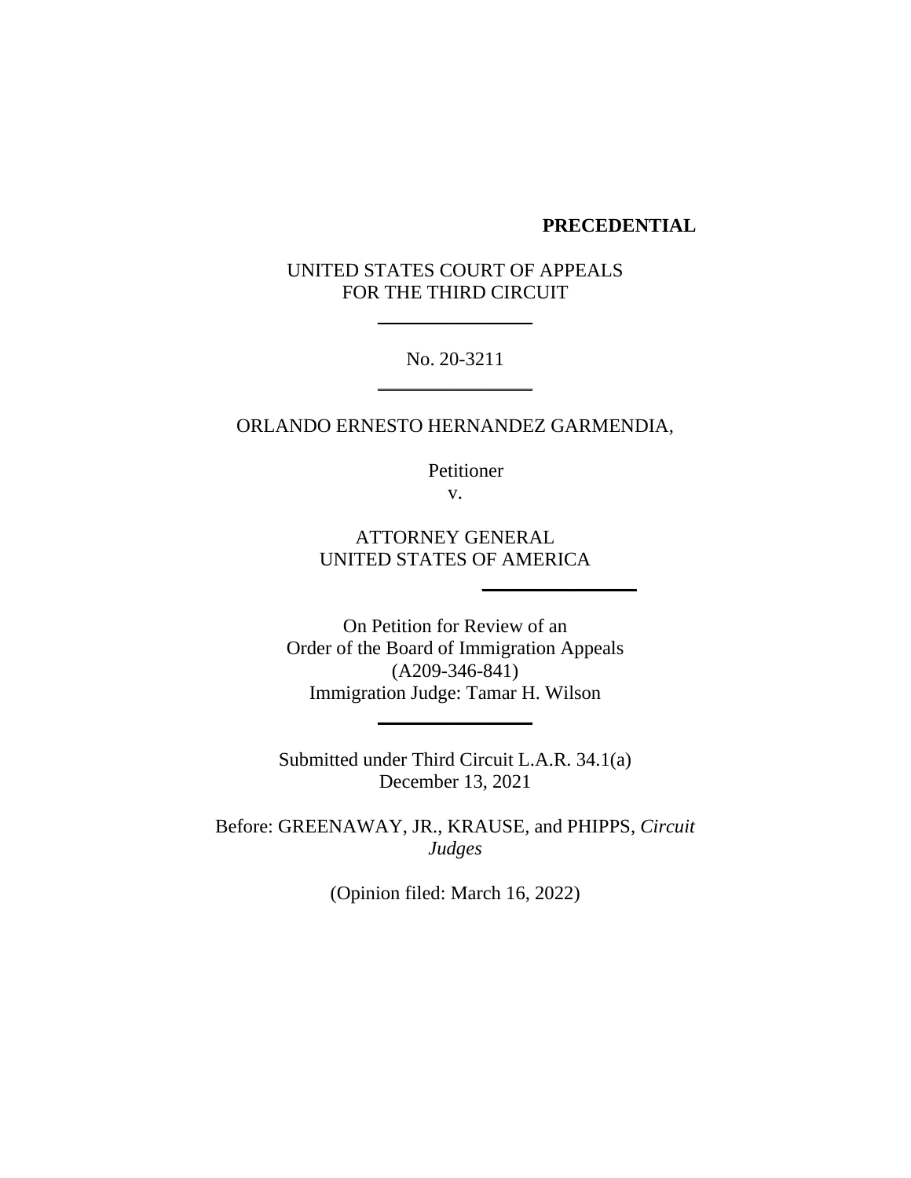**PRECEDENTIAL**

UNITED STATES COURT OF APPEALS
FOR THE THIRD CIRCUIT

---

No. 20-3211

---

ORLANDO ERNESTO HERNANDEZ GARMENDIA,

Petitioner

v.

ATTORNEY GENERAL
UNITED STATES OF AMERICA

---

On Petition for Review of an
Order of the Board of Immigration Appeals
(A209-346-841)
Immigration Judge: Tamar H. Wilson

---

Submitted under Third Circuit L.A.R. 34.1(a)
December 13, 2021

Before: GREENAWAY, JR., KRAUSE, and PHIPPS, *Circuit Judges*

(Opinion filed: March 16, 2022)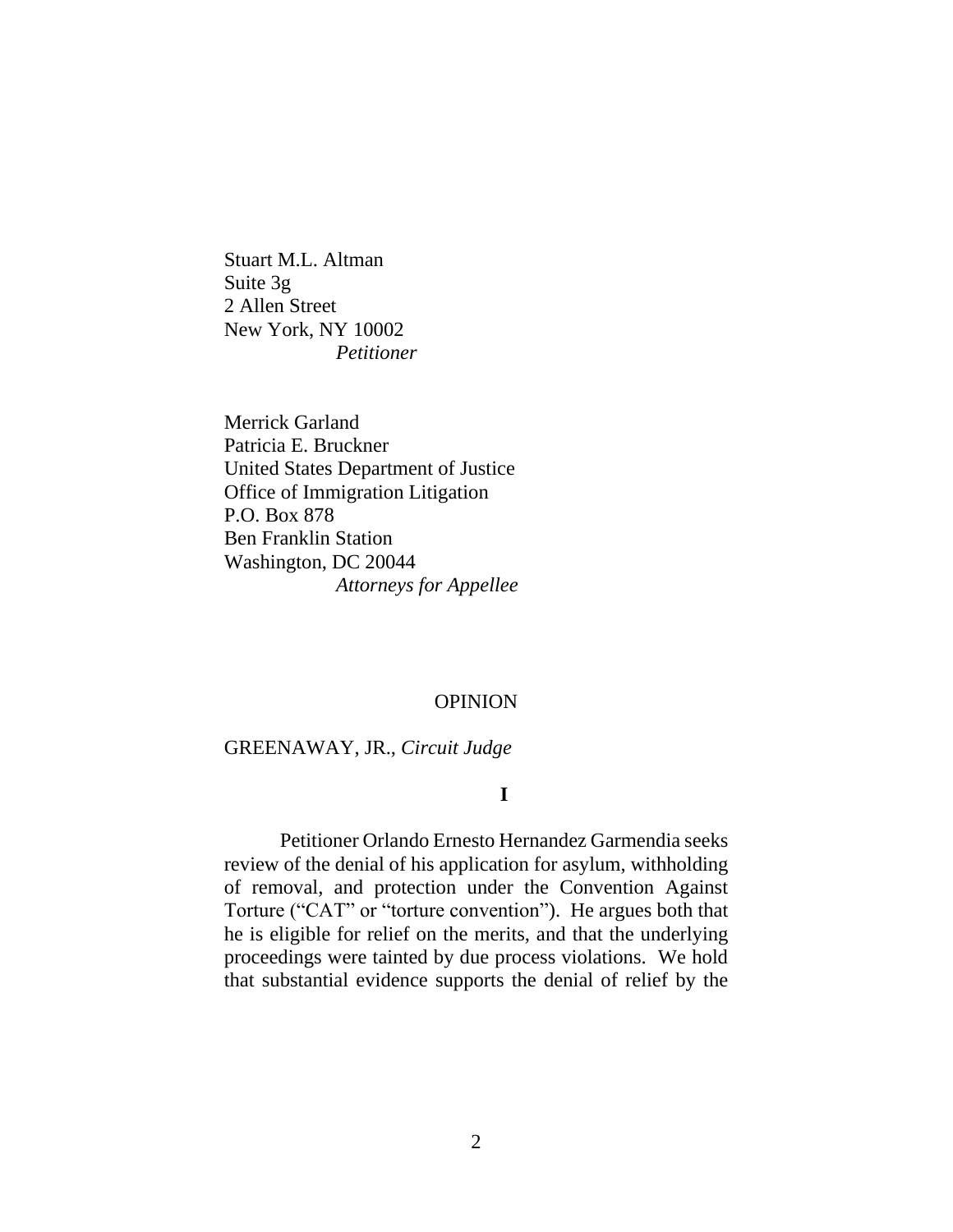Stuart M.L. Altman
Suite 3g
2 Allen Street
New York, NY 10002
*Petitioner*

Merrick Garland
Patricia E. Bruckner
United States Department of Justice
Office of Immigration Litigation
P.O. Box 878
Ben Franklin Station
Washington, DC 20044
*Attorneys for Appellee*

OPINION

GREENAWAY, JR., *Circuit Judge*

**I**

Petitioner Orlando Ernesto Hernandez Garmendia seeks review of the denial of his application for asylum, withholding of removal, and protection under the Convention Against Torture ("CAT" or "torture convention"). He argues both that he is eligible for relief on the merits, and that the underlying proceedings were tainted by due process violations. We hold that substantial evidence supports the denial of relief by the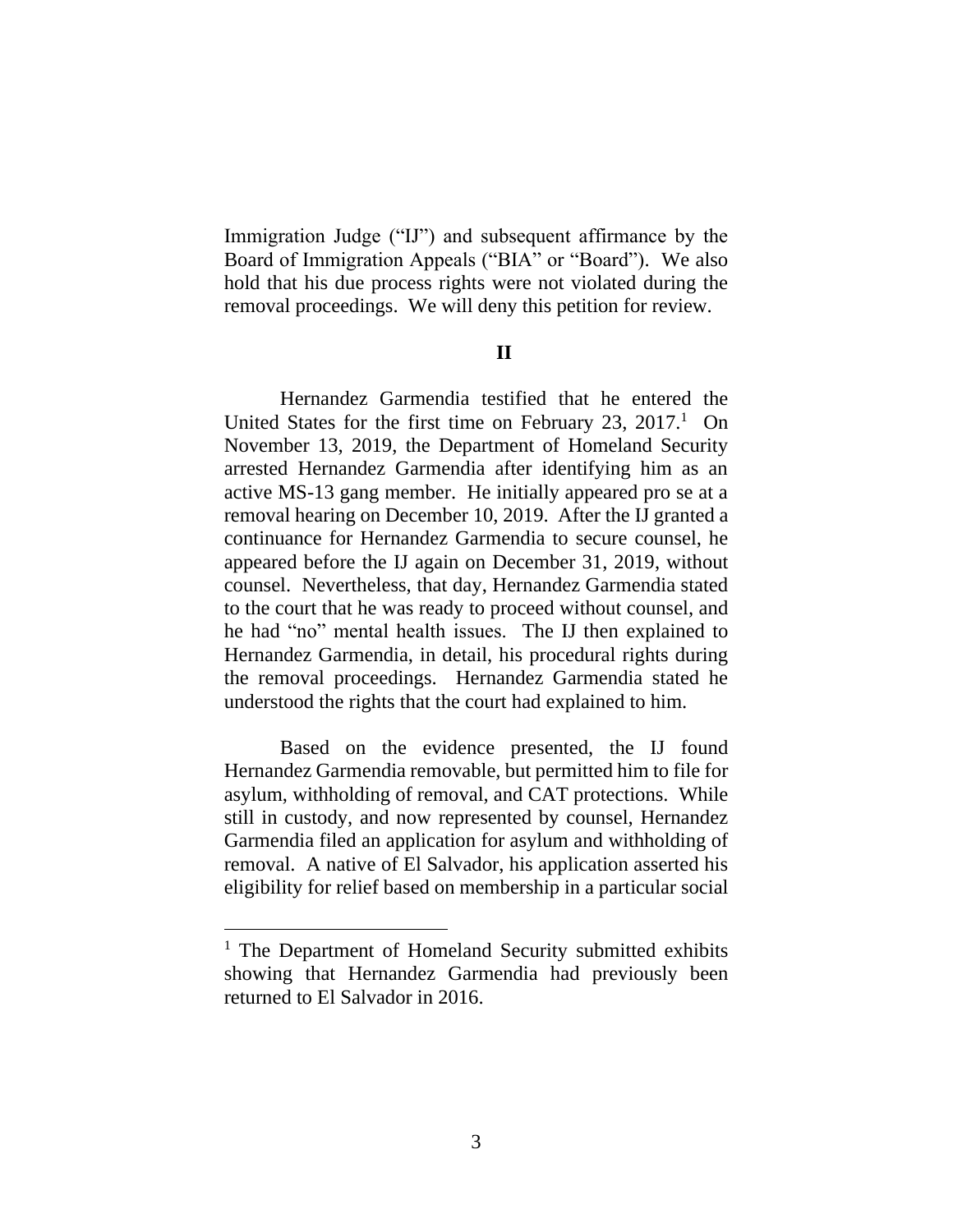Immigration Judge ("IJ") and subsequent affirmance by the Board of Immigration Appeals ("BIA" or "Board"). We also hold that his due process rights were not violated during the removal proceedings. We will deny this petition for review.

## II

Hernandez Garmendia testified that he entered the United States for the first time on February 23, 2017.[1] On November 13, 2019, the Department of Homeland Security arrested Hernandez Garmendia after identifying him as an active MS-13 gang member. He initially appeared pro se at a removal hearing on December 10, 2019. After the IJ granted a continuance for Hernandez Garmendia to secure counsel, he appeared before the IJ again on December 31, 2019, without counsel. Nevertheless, that day, Hernandez Garmendia stated to the court that he was ready to proceed without counsel, and he had "no" mental health issues. The IJ then explained to Hernandez Garmendia, in detail, his procedural rights during the removal proceedings. Hernandez Garmendia stated he understood the rights that the court had explained to him.

Based on the evidence presented, the IJ found Hernandez Garmendia removable, but permitted him to file for asylum, withholding of removal, and CAT protections. While still in custody, and now represented by counsel, Hernandez Garmendia filed an application for asylum and withholding of removal. A native of El Salvador, his application asserted his eligibility for relief based on membership in a particular social

---

[1] The Department of Homeland Security submitted exhibits showing that Hernandez Garmendia had previously been returned to El Salvador in 2016.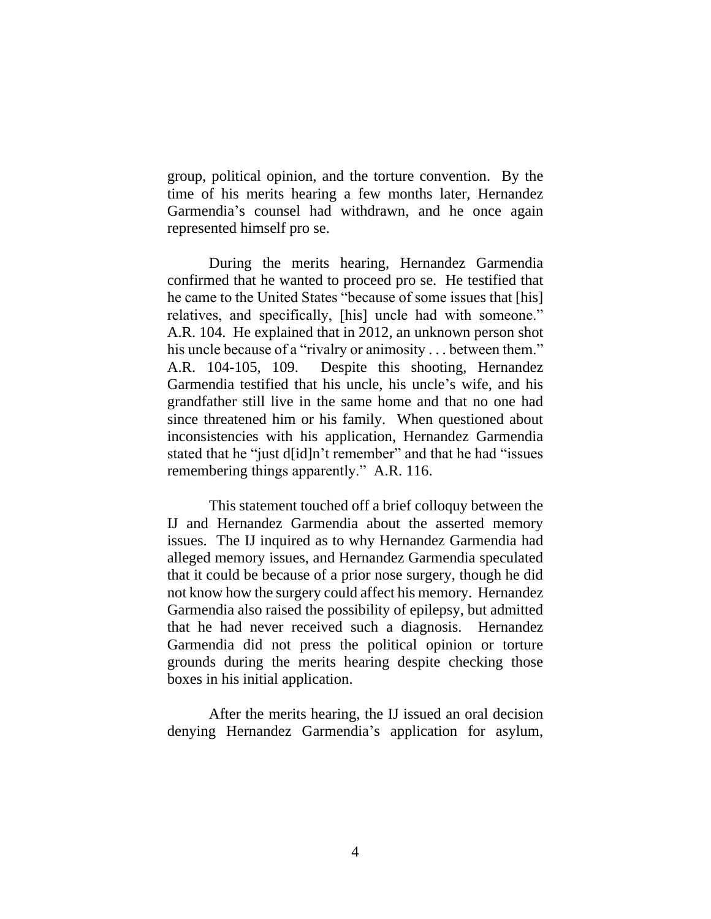group, political opinion, and the torture convention. By the time of his merits hearing a few months later, Hernandez Garmendia's counsel had withdrawn, and he once again represented himself pro se.

During the merits hearing, Hernandez Garmendia confirmed that he wanted to proceed pro se. He testified that he came to the United States "because of some issues that [his] relatives, and specifically, [his] uncle had with someone." A.R. 104. He explained that in 2012, an unknown person shot his uncle because of a "rivalry or animosity . . . between them." A.R. 104-105, 109. Despite this shooting, Hernandez Garmendia testified that his uncle, his uncle's wife, and his grandfather still live in the same home and that no one had since threatened him or his family. When questioned about inconsistencies with his application, Hernandez Garmendia stated that he "just d[id]n't remember" and that he had "issues remembering things apparently." A.R. 116.

This statement touched off a brief colloquy between the IJ and Hernandez Garmendia about the asserted memory issues. The IJ inquired as to why Hernandez Garmendia had alleged memory issues, and Hernandez Garmendia speculated that it could be because of a prior nose surgery, though he did not know how the surgery could affect his memory. Hernandez Garmendia also raised the possibility of epilepsy, but admitted that he had never received such a diagnosis. Hernandez Garmendia did not press the political opinion or torture grounds during the merits hearing despite checking those boxes in his initial application.

After the merits hearing, the IJ issued an oral decision denying Hernandez Garmendia's application for asylum,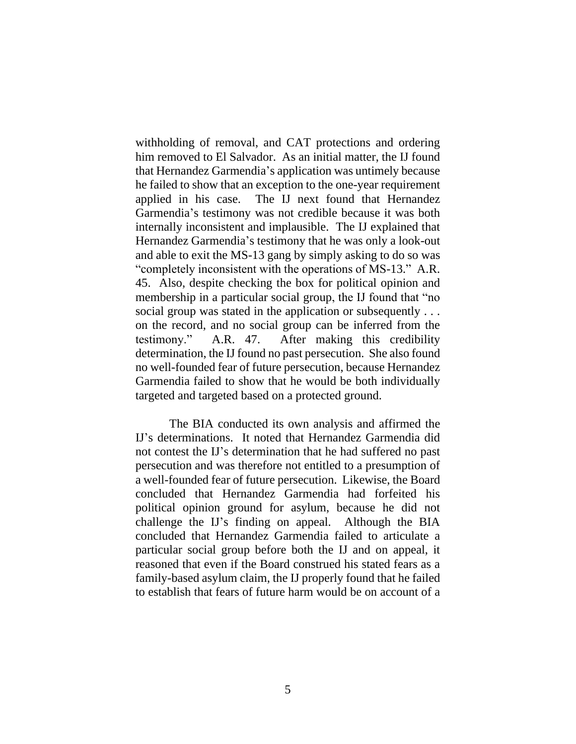withholding of removal, and CAT protections and ordering him removed to El Salvador. As an initial matter, the IJ found that Hernandez Garmendia's application was untimely because he failed to show that an exception to the one-year requirement applied in his case. The IJ next found that Hernandez Garmendia's testimony was not credible because it was both internally inconsistent and implausible. The IJ explained that Hernandez Garmendia's testimony that he was only a look-out and able to exit the MS-13 gang by simply asking to do so was "completely inconsistent with the operations of MS-13." A.R. 45. Also, despite checking the box for political opinion and membership in a particular social group, the IJ found that "no social group was stated in the application or subsequently . . . on the record, and no social group can be inferred from the testimony." A.R. 47. After making this credibility determination, the IJ found no past persecution. She also found no well-founded fear of future persecution, because Hernandez Garmendia failed to show that he would be both individually targeted and targeted based on a protected ground.

The BIA conducted its own analysis and affirmed the IJ's determinations. It noted that Hernandez Garmendia did not contest the IJ's determination that he had suffered no past persecution and was therefore not entitled to a presumption of a well-founded fear of future persecution. Likewise, the Board concluded that Hernandez Garmendia had forfeited his political opinion ground for asylum, because he did not challenge the IJ's finding on appeal. Although the BIA concluded that Hernandez Garmendia failed to articulate a particular social group before both the IJ and on appeal, it reasoned that even if the Board construed his stated fears as a family-based asylum claim, the IJ properly found that he failed to establish that fears of future harm would be on account of a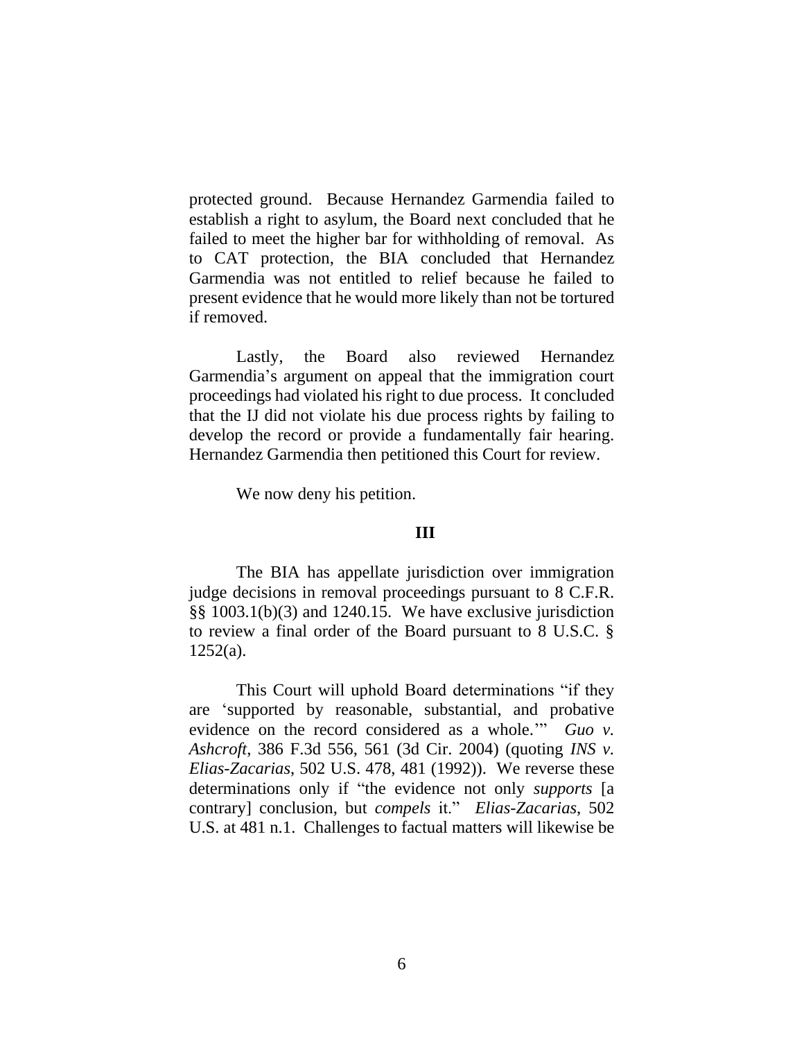protected ground. Because Hernandez Garmendia failed to establish a right to asylum, the Board next concluded that he failed to meet the higher bar for withholding of removal. As to CAT protection, the BIA concluded that Hernandez Garmendia was not entitled to relief because he failed to present evidence that he would more likely than not be tortured if removed.

Lastly, the Board also reviewed Hernandez Garmendia's argument on appeal that the immigration court proceedings had violated his right to due process. It concluded that the IJ did not violate his due process rights by failing to develop the record or provide a fundamentally fair hearing. Hernandez Garmendia then petitioned this Court for review.

We now deny his petition.

## III

The BIA has appellate jurisdiction over immigration judge decisions in removal proceedings pursuant to 8 C.F.R. §§ 1003.1(b)(3) and 1240.15. We have exclusive jurisdiction to review a final order of the Board pursuant to 8 U.S.C. § 1252(a).

This Court will uphold Board determinations "if they are 'supported by reasonable, substantial, and probative evidence on the record considered as a whole.'" *Guo v. Ashcroft*, 386 F.3d 556, 561 (3d Cir. 2004) (quoting *INS v. Elias-Zacarias*, 502 U.S. 478, 481 (1992)). We reverse these determinations only if "the evidence not only *supports* [a contrary] conclusion, but *compels* it." *Elias-Zacarias*, 502 U.S. at 481 n.1. Challenges to factual matters will likewise be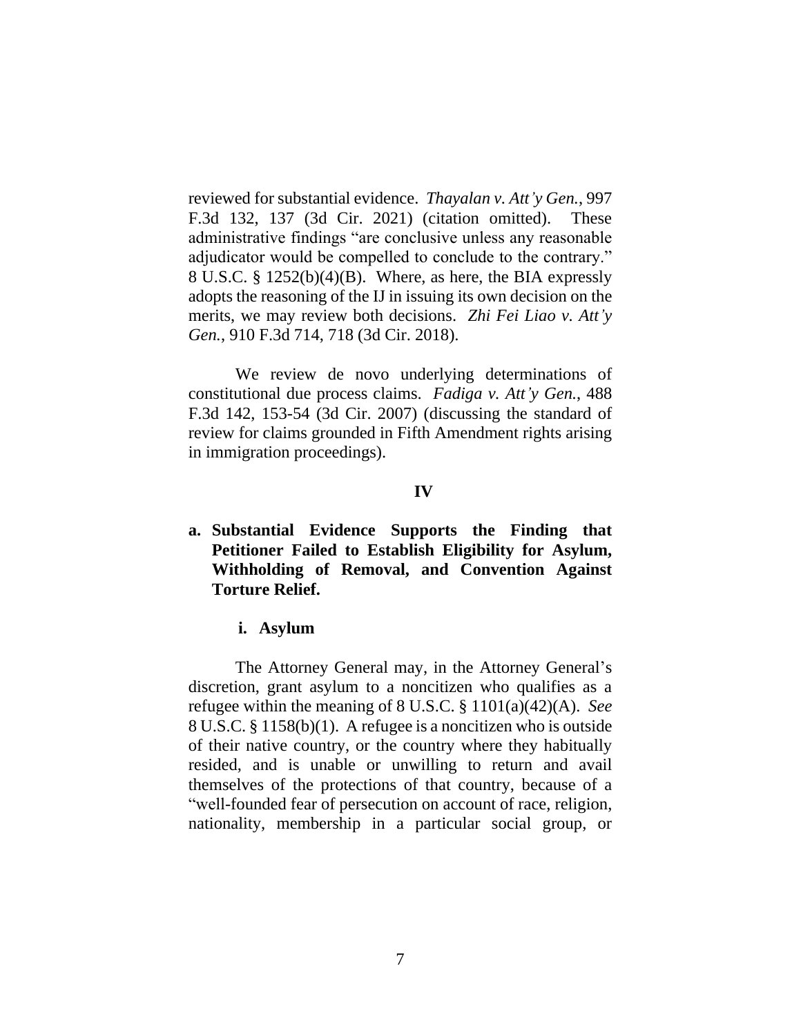reviewed for substantial evidence. *Thayalan v. Att'y Gen.*, 997 F.3d 132, 137 (3d Cir. 2021) (citation omitted). These administrative findings "are conclusive unless any reasonable adjudicator would be compelled to conclude to the contrary." 8 U.S.C. § 1252(b)(4)(B). Where, as here, the BIA expressly adopts the reasoning of the IJ in issuing its own decision on the merits, we may review both decisions. *Zhi Fei Liao v. Att'y Gen.*, 910 F.3d 714, 718 (3d Cir. 2018).

We review de novo underlying determinations of constitutional due process claims. *Fadiga v. Att'y Gen.*, 488 F.3d 142, 153-54 (3d Cir. 2007) (discussing the standard of review for claims grounded in Fifth Amendment rights arising in immigration proceedings).

## IV

### a. Substantial Evidence Supports the Finding that Petitioner Failed to Establish Eligibility for Asylum, Withholding of Removal, and Convention Against Torture Relief.

#### i. Asylum

The Attorney General may, in the Attorney General's discretion, grant asylum to a noncitizen who qualifies as a refugee within the meaning of 8 U.S.C. § 1101(a)(42)(A). *See* 8 U.S.C. § 1158(b)(1). A refugee is a noncitizen who is outside of their native country, or the country where they habitually resided, and is unable or unwilling to return and avail themselves of the protections of that country, because of a "well-founded fear of persecution on account of race, religion, nationality, membership in a particular social group, or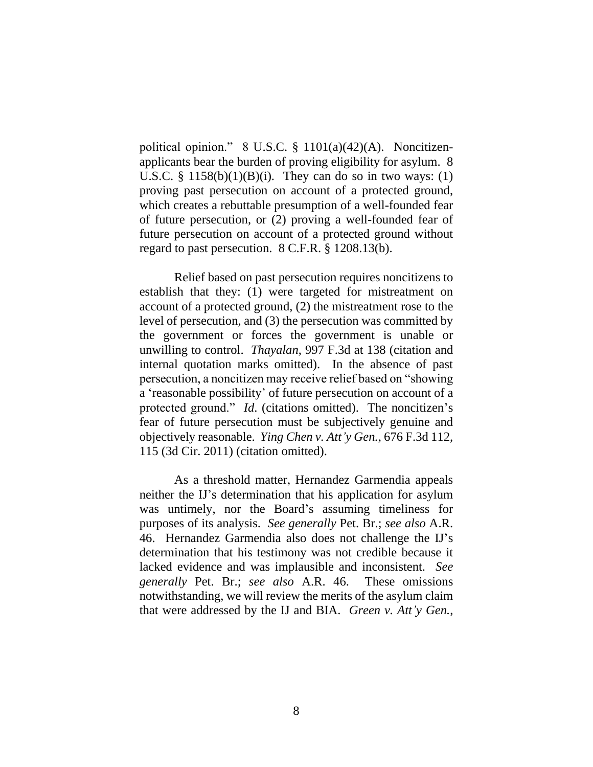political opinion." 8 U.S.C. § 1101(a)(42)(A). Noncitizen-applicants bear the burden of proving eligibility for asylum. 8 U.S.C. § 1158(b)(1)(B)(i). They can do so in two ways: (1) proving past persecution on account of a protected ground, which creates a rebuttable presumption of a well-founded fear of future persecution, or (2) proving a well-founded fear of future persecution on account of a protected ground without regard to past persecution. 8 C.F.R. § 1208.13(b).

Relief based on past persecution requires noncitizens to establish that they: (1) were targeted for mistreatment on account of a protected ground, (2) the mistreatment rose to the level of persecution, and (3) the persecution was committed by the government or forces the government is unable or unwilling to control. *Thayalan*, 997 F.3d at 138 (citation and internal quotation marks omitted). In the absence of past persecution, a noncitizen may receive relief based on "showing a 'reasonable possibility' of future persecution on account of a protected ground." *Id*. (citations omitted). The noncitizen's fear of future persecution must be subjectively genuine and objectively reasonable. *Ying Chen v. Att'y Gen.*, 676 F.3d 112, 115 (3d Cir. 2011) (citation omitted).

As a threshold matter, Hernandez Garmendia appeals neither the IJ's determination that his application for asylum was untimely, nor the Board's assuming timeliness for purposes of its analysis. *See generally* Pet. Br.; *see also* A.R. 46. Hernandez Garmendia also does not challenge the IJ's determination that his testimony was not credible because it lacked evidence and was implausible and inconsistent. *See generally* Pet. Br.; *see also* A.R. 46. These omissions notwithstanding, we will review the merits of the asylum claim that were addressed by the IJ and BIA. *Green v. Att'y Gen.*,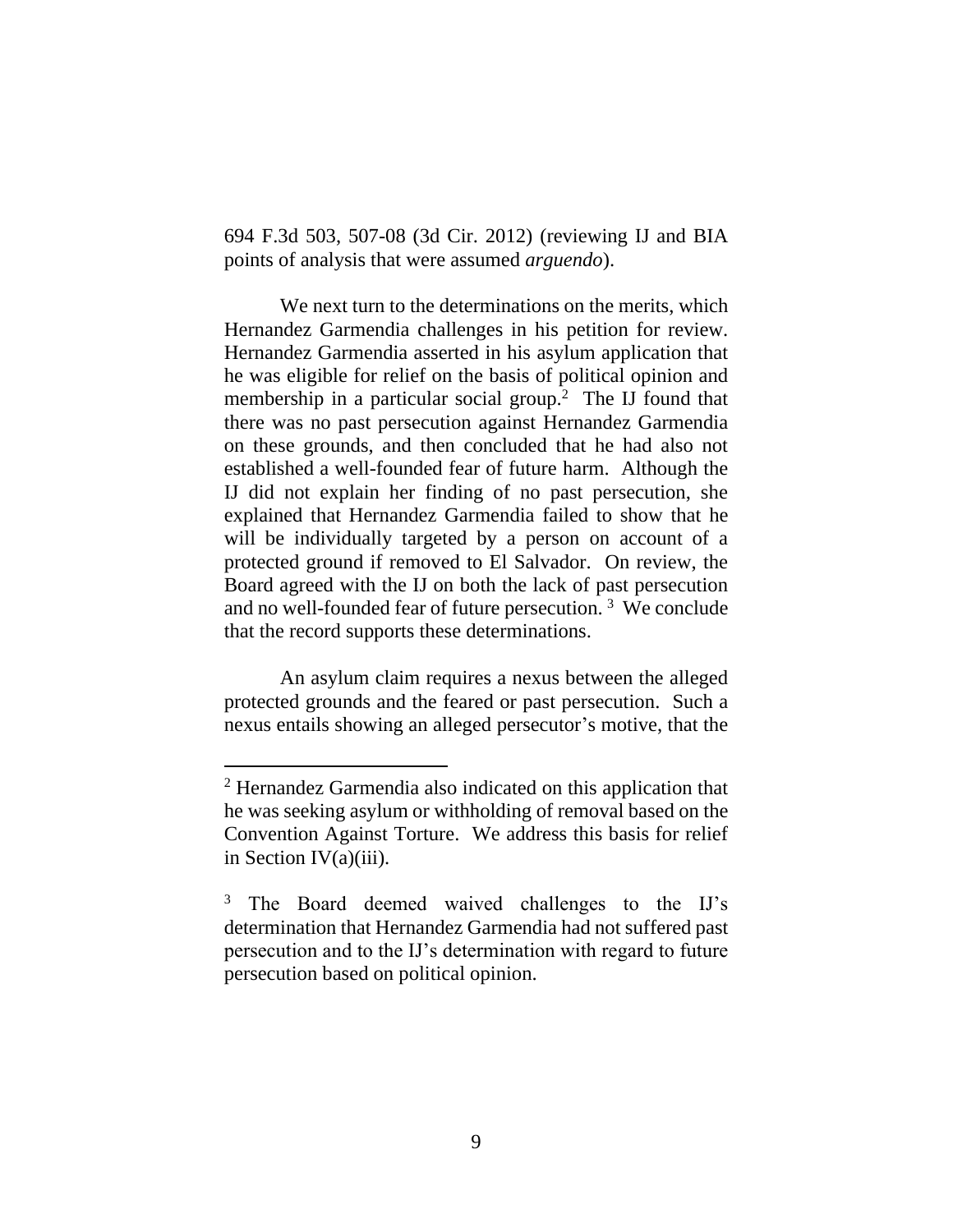694 F.3d 503, 507-08 (3d Cir. 2012) (reviewing IJ and BIA points of analysis that were assumed *arguendo*).

We next turn to the determinations on the merits, which Hernandez Garmendia challenges in his petition for review. Hernandez Garmendia asserted in his asylum application that he was eligible for relief on the basis of political opinion and membership in a particular social group.[2] The IJ found that there was no past persecution against Hernandez Garmendia on these grounds, and then concluded that he had also not established a well-founded fear of future harm. Although the IJ did not explain her finding of no past persecution, she explained that Hernandez Garmendia failed to show that he will be individually targeted by a person on account of a protected ground if removed to El Salvador. On review, the Board agreed with the IJ on both the lack of past persecution and no well-founded fear of future persecution.[3] We conclude that the record supports these determinations.

An asylum claim requires a nexus between the alleged protected grounds and the feared or past persecution. Such a nexus entails showing an alleged persecutor's motive, that the

[2] Hernandez Garmendia also indicated on this application that he was seeking asylum or withholding of removal based on the Convention Against Torture. We address this basis for relief in Section IV(a)(iii).

[3] The Board deemed waived challenges to the IJ's determination that Hernandez Garmendia had not suffered past persecution and to the IJ's determination with regard to future persecution based on political opinion.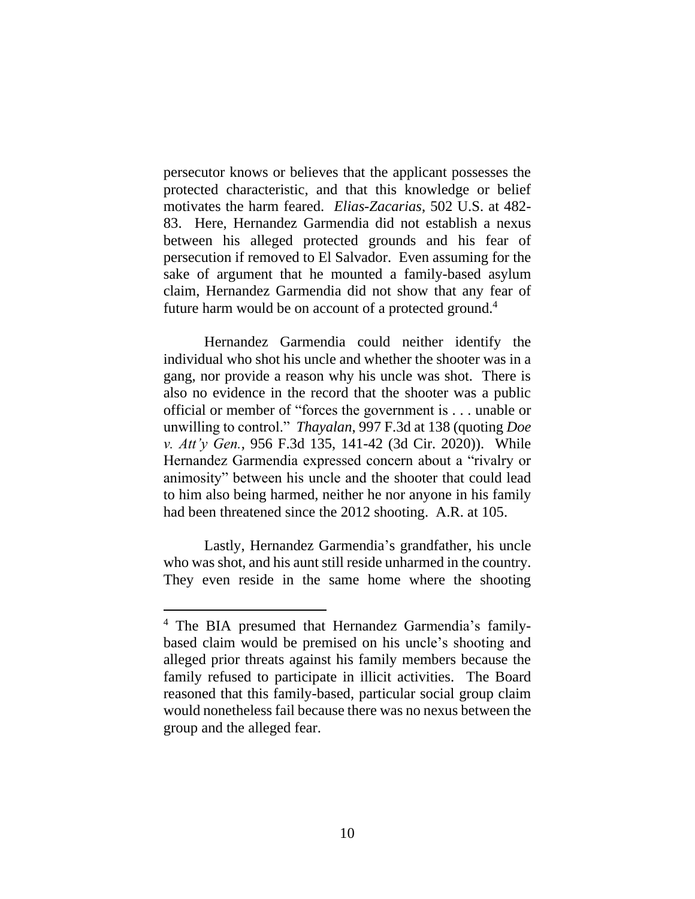persecutor knows or believes that the applicant possesses the protected characteristic, and that this knowledge or belief motivates the harm feared. *Elias-Zacarias*, 502 U.S. at 482-83. Here, Hernandez Garmendia did not establish a nexus between his alleged protected grounds and his fear of persecution if removed to El Salvador. Even assuming for the sake of argument that he mounted a family-based asylum claim, Hernandez Garmendia did not show that any fear of future harm would be on account of a protected ground.[4]

Hernandez Garmendia could neither identify the individual who shot his uncle and whether the shooter was in a gang, nor provide a reason why his uncle was shot. There is also no evidence in the record that the shooter was a public official or member of "forces the government is . . . unable or unwilling to control." *Thayalan*, 997 F.3d at 138 (quoting *Doe v. Att'y Gen.*, 956 F.3d 135, 141-42 (3d Cir. 2020)). While Hernandez Garmendia expressed concern about a "rivalry or animosity" between his uncle and the shooter that could lead to him also being harmed, neither he nor anyone in his family had been threatened since the 2012 shooting. A.R. at 105.

Lastly, Hernandez Garmendia's grandfather, his uncle who was shot, and his aunt still reside unharmed in the country. They even reside in the same home where the shooting

---

[4] The BIA presumed that Hernandez Garmendia's family-based claim would be premised on his uncle's shooting and alleged prior threats against his family members because the family refused to participate in illicit activities. The Board reasoned that this family-based, particular social group claim would nonetheless fail because there was no nexus between the group and the alleged fear.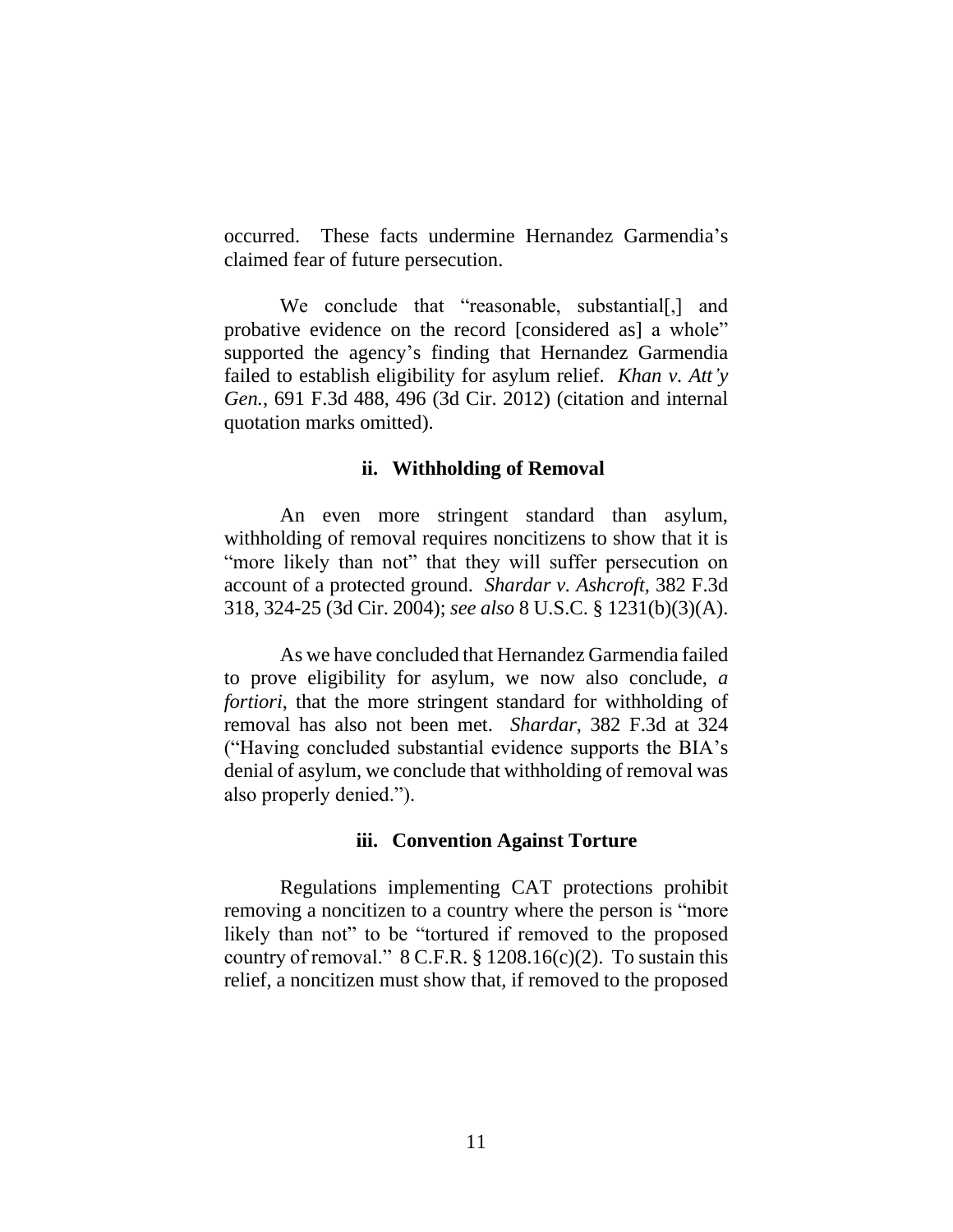occurred. These facts undermine Hernandez Garmendia's claimed fear of future persecution.

We conclude that "reasonable, substantial[,] and probative evidence on the record [considered as] a whole" supported the agency's finding that Hernandez Garmendia failed to establish eligibility for asylum relief. *Khan v. Att'y Gen.*, 691 F.3d 488, 496 (3d Cir. 2012) (citation and internal quotation marks omitted).

### ii. Withholding of Removal

An even more stringent standard than asylum, withholding of removal requires noncitizens to show that it is "more likely than not" that they will suffer persecution on account of a protected ground. *Shardar v. Ashcroft*, 382 F.3d 318, 324-25 (3d Cir. 2004); *see also* 8 U.S.C. § 1231(b)(3)(A).

As we have concluded that Hernandez Garmendia failed to prove eligibility for asylum, we now also conclude, *a fortiori*, that the more stringent standard for withholding of removal has also not been met. *Shardar*, 382 F.3d at 324 ("Having concluded substantial evidence supports the BIA's denial of asylum, we conclude that withholding of removal was also properly denied.").

### iii. Convention Against Torture

Regulations implementing CAT protections prohibit removing a noncitizen to a country where the person is "more likely than not" to be "tortured if removed to the proposed country of removal." 8 C.F.R. § 1208.16(c)(2). To sustain this relief, a noncitizen must show that, if removed to the proposed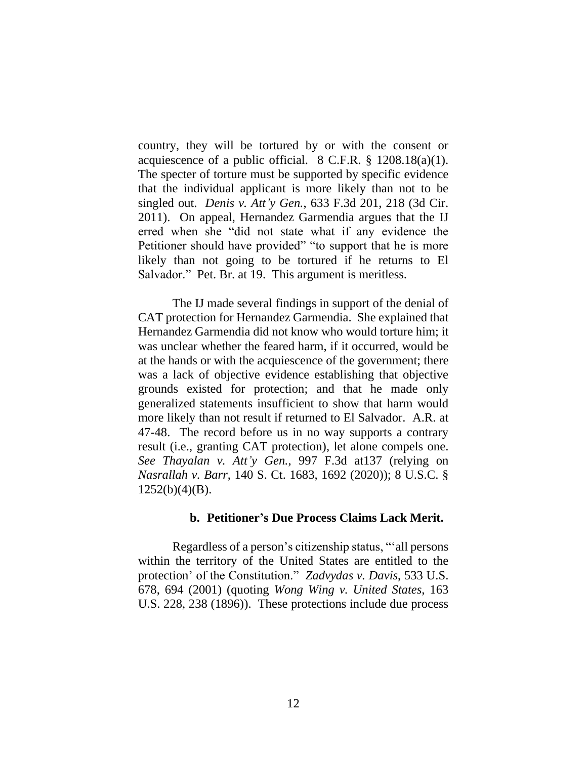country, they will be tortured by or with the consent or acquiescence of a public official. 8 C.F.R. § 1208.18(a)(1). The specter of torture must be supported by specific evidence that the individual applicant is more likely than not to be singled out. *Denis v. Att'y Gen.*, 633 F.3d 201, 218 (3d Cir. 2011). On appeal, Hernandez Garmendia argues that the IJ erred when she "did not state what if any evidence the Petitioner should have provided" "to support that he is more likely than not going to be tortured if he returns to El Salvador." Pet. Br. at 19. This argument is meritless.

The IJ made several findings in support of the denial of CAT protection for Hernandez Garmendia. She explained that Hernandez Garmendia did not know who would torture him; it was unclear whether the feared harm, if it occurred, would be at the hands or with the acquiescence of the government; there was a lack of objective evidence establishing that objective grounds existed for protection; and that he made only generalized statements insufficient to show that harm would more likely than not result if returned to El Salvador. A.R. at 47-48. The record before us in no way supports a contrary result (i.e., granting CAT protection), let alone compels one. *See Thayalan v. Att'y Gen.*, 997 F.3d at137 (relying on *Nasrallah v. Barr*, 140 S. Ct. 1683, 1692 (2020)); 8 U.S.C. § 1252(b)(4)(B).

**b. Petitioner's Due Process Claims Lack Merit.**

Regardless of a person's citizenship status, "'all persons within the territory of the United States are entitled to the protection' of the Constitution." *Zadvydas v. Davis*, 533 U.S. 678, 694 (2001) (quoting *Wong Wing v. United States*, 163 U.S. 228, 238 (1896)). These protections include due process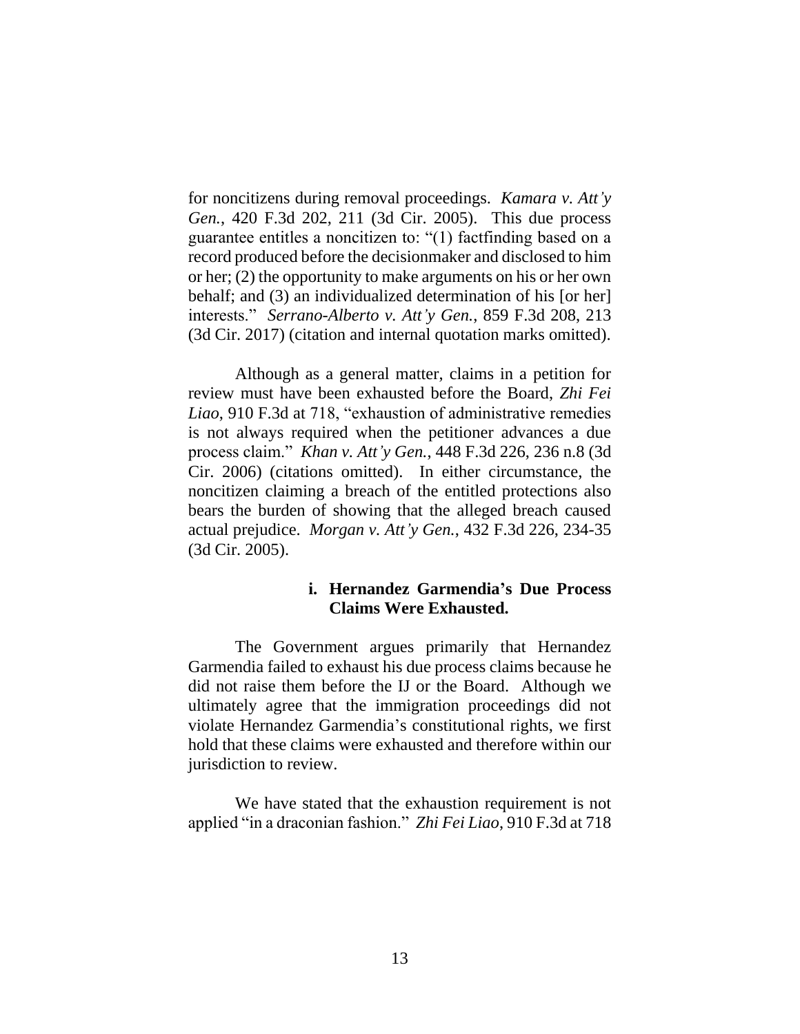for noncitizens during removal proceedings. *Kamara v. Att'y Gen.*, 420 F.3d 202, 211 (3d Cir. 2005). This due process guarantee entitles a noncitizen to: "(1) factfinding based on a record produced before the decisionmaker and disclosed to him or her; (2) the opportunity to make arguments on his or her own behalf; and (3) an individualized determination of his [or her] interests." *Serrano-Alberto v. Att'y Gen.*, 859 F.3d 208, 213 (3d Cir. 2017) (citation and internal quotation marks omitted).

Although as a general matter, claims in a petition for review must have been exhausted before the Board, *Zhi Fei Liao*, 910 F.3d at 718, "exhaustion of administrative remedies is not always required when the petitioner advances a due process claim." *Khan v. Att'y Gen.*, 448 F.3d 226, 236 n.8 (3d Cir. 2006) (citations omitted). In either circumstance, the noncitizen claiming a breach of the entitled protections also bears the burden of showing that the alleged breach caused actual prejudice. *Morgan v. Att'y Gen.*, 432 F.3d 226, 234-35 (3d Cir. 2005).

#### i. Hernandez Garmendia's Due Process Claims Were Exhausted.

The Government argues primarily that Hernandez Garmendia failed to exhaust his due process claims because he did not raise them before the IJ or the Board. Although we ultimately agree that the immigration proceedings did not violate Hernandez Garmendia's constitutional rights, we first hold that these claims were exhausted and therefore within our jurisdiction to review.

We have stated that the exhaustion requirement is not applied "in a draconian fashion." *Zhi Fei Liao*, 910 F.3d at 718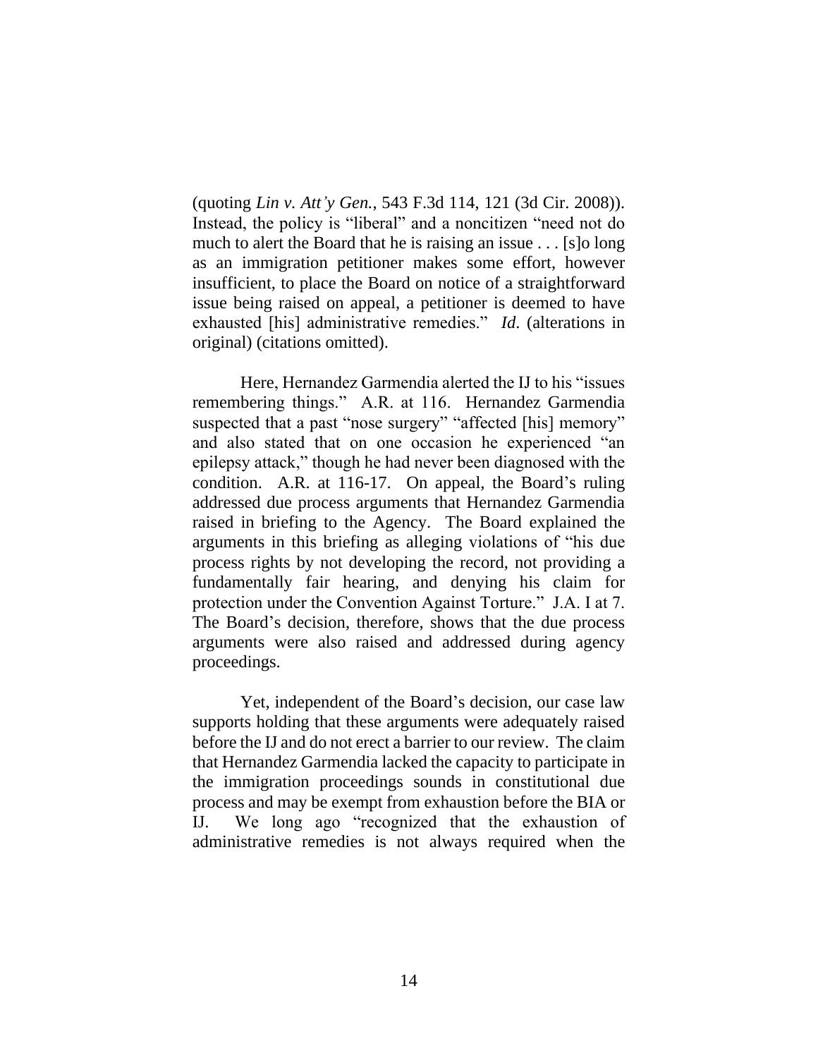(quoting *Lin v. Att'y Gen.*, 543 F.3d 114, 121 (3d Cir. 2008)). Instead, the policy is "liberal" and a noncitizen "need not do much to alert the Board that he is raising an issue . . . [s]o long as an immigration petitioner makes some effort, however insufficient, to place the Board on notice of a straightforward issue being raised on appeal, a petitioner is deemed to have exhausted [his] administrative remedies." *Id.* (alterations in original) (citations omitted).

Here, Hernandez Garmendia alerted the IJ to his "issues remembering things." A.R. at 116. Hernandez Garmendia suspected that a past "nose surgery" "affected [his] memory" and also stated that on one occasion he experienced "an epilepsy attack," though he had never been diagnosed with the condition. A.R. at 116-17. On appeal, the Board's ruling addressed due process arguments that Hernandez Garmendia raised in briefing to the Agency. The Board explained the arguments in this briefing as alleging violations of "his due process rights by not developing the record, not providing a fundamentally fair hearing, and denying his claim for protection under the Convention Against Torture." J.A. I at 7. The Board's decision, therefore, shows that the due process arguments were also raised and addressed during agency proceedings.

Yet, independent of the Board's decision, our case law supports holding that these arguments were adequately raised before the IJ and do not erect a barrier to our review. The claim that Hernandez Garmendia lacked the capacity to participate in the immigration proceedings sounds in constitutional due process and may be exempt from exhaustion before the BIA or IJ. We long ago "recognized that the exhaustion of administrative remedies is not always required when the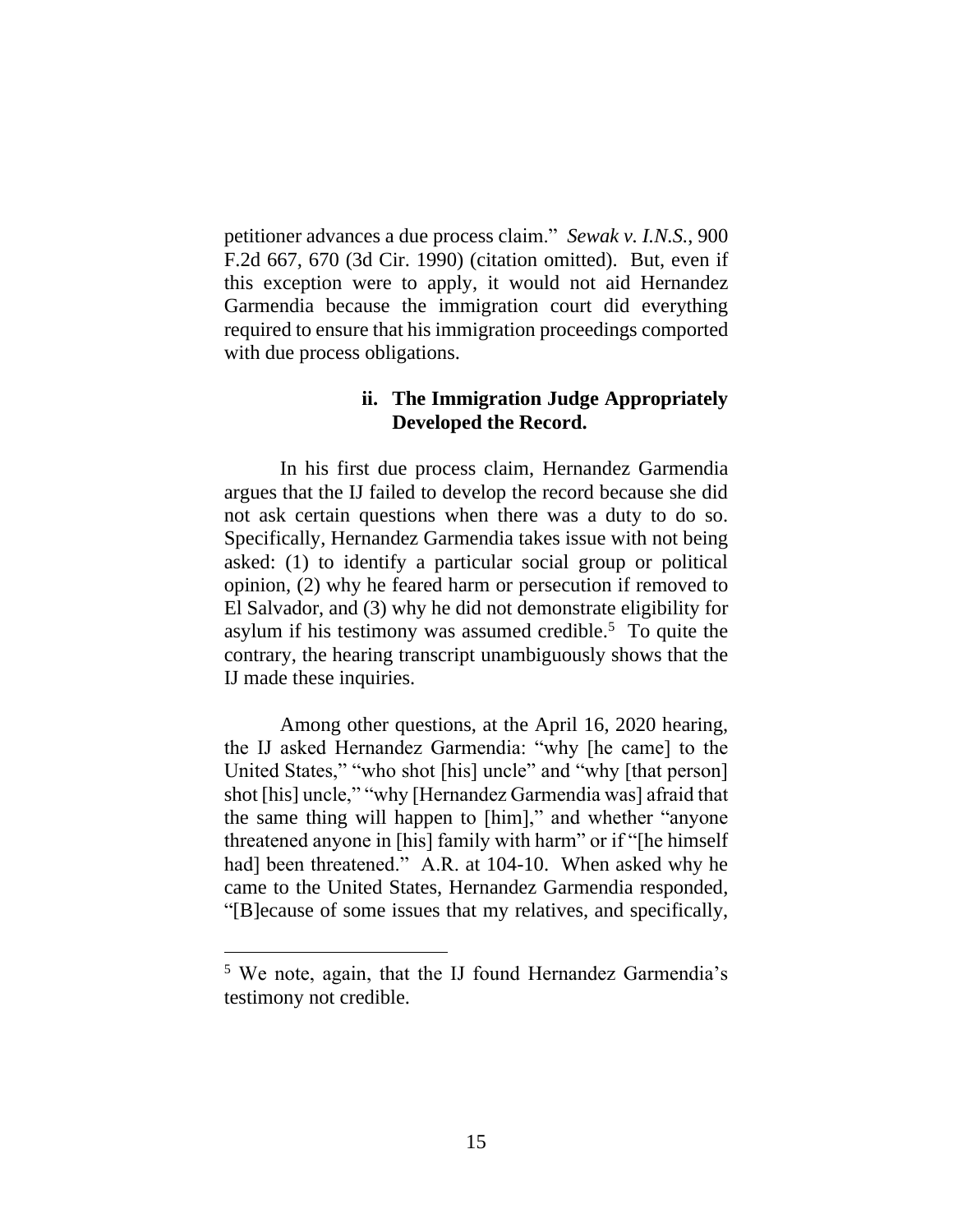petitioner advances a due process claim." *Sewak v. I.N.S.*, 900 F.2d 667, 670 (3d Cir. 1990) (citation omitted). But, even if this exception were to apply, it would not aid Hernandez Garmendia because the immigration court did everything required to ensure that his immigration proceedings comported with due process obligations.

#### ii. The Immigration Judge Appropriately Developed the Record.

In his first due process claim, Hernandez Garmendia argues that the IJ failed to develop the record because she did not ask certain questions when there was a duty to do so. Specifically, Hernandez Garmendia takes issue with not being asked: (1) to identify a particular social group or political opinion, (2) why he feared harm or persecution if removed to El Salvador, and (3) why he did not demonstrate eligibility for asylum if his testimony was assumed credible.[5] To quite the contrary, the hearing transcript unambiguously shows that the IJ made these inquiries.

Among other questions, at the April 16, 2020 hearing, the IJ asked Hernandez Garmendia: "why [he came] to the United States," "who shot [his] uncle" and "why [that person] shot [his] uncle," "why [Hernandez Garmendia was] afraid that the same thing will happen to [him]," and whether "anyone threatened anyone in [his] family with harm" or if "[he himself had] been threatened." A.R. at 104-10. When asked why he came to the United States, Hernandez Garmendia responded, "[B]ecause of some issues that my relatives, and specifically,

[5] We note, again, that the IJ found Hernandez Garmendia's testimony not credible.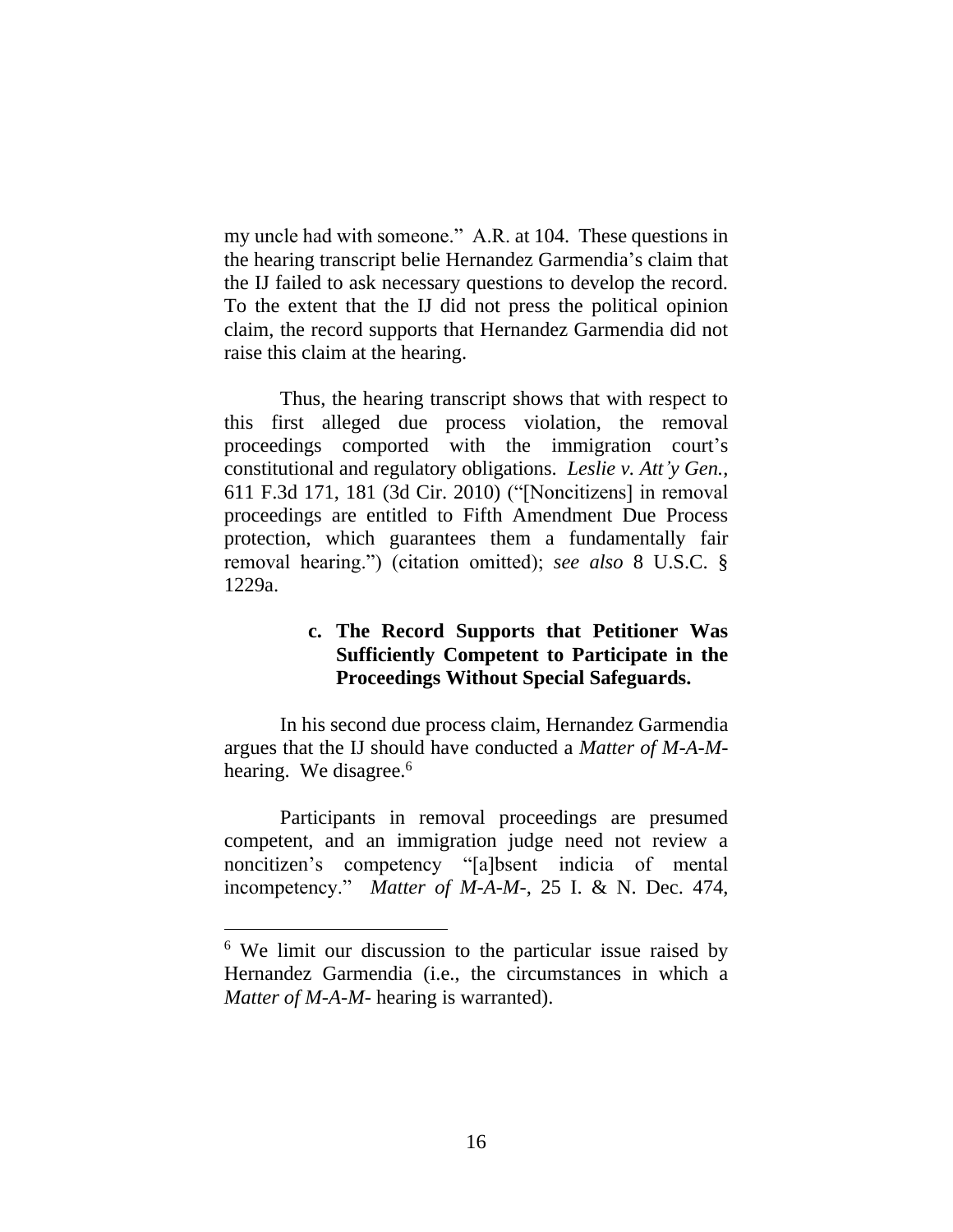my uncle had with someone." A.R. at 104. These questions in the hearing transcript belie Hernandez Garmendia's claim that the IJ failed to ask necessary questions to develop the record. To the extent that the IJ did not press the political opinion claim, the record supports that Hernandez Garmendia did not raise this claim at the hearing.

Thus, the hearing transcript shows that with respect to this first alleged due process violation, the removal proceedings comported with the immigration court's constitutional and regulatory obligations. *Leslie v. Att'y Gen.*, 611 F.3d 171, 181 (3d Cir. 2010) ("[Noncitizens] in removal proceedings are entitled to Fifth Amendment Due Process protection, which guarantees them a fundamentally fair removal hearing.") (citation omitted); *see also* 8 U.S.C. § 1229a.

#### c. The Record Supports that Petitioner Was Sufficiently Competent to Participate in the Proceedings Without Special Safeguards.

In his second due process claim, Hernandez Garmendia argues that the IJ should have conducted a *Matter of M-A-M-* hearing. We disagree.[6]

Participants in removal proceedings are presumed competent, and an immigration judge need not review a noncitizen's competency "[a]bsent indicia of mental incompetency." *Matter of M-A-M-*, 25 I. & N. Dec. 474,

[6] We limit our discussion to the particular issue raised by Hernandez Garmendia (i.e., the circumstances in which a *Matter of M-A-M-* hearing is warranted).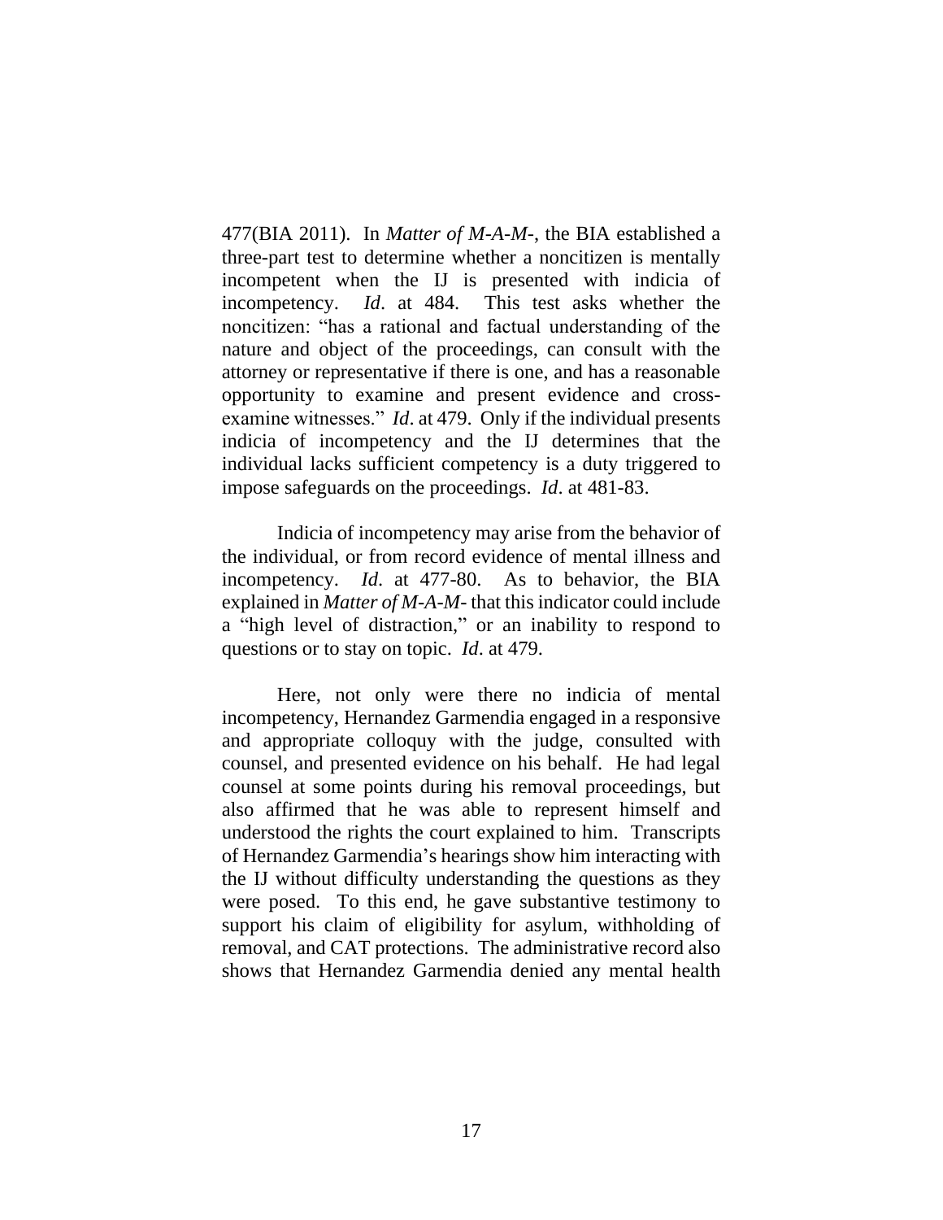477(BIA 2011). In *Matter of M-A-M-*, the BIA established a three-part test to determine whether a noncitizen is mentally incompetent when the IJ is presented with indicia of incompetency. *Id*. at 484. This test asks whether the noncitizen: "has a rational and factual understanding of the nature and object of the proceedings, can consult with the attorney or representative if there is one, and has a reasonable opportunity to examine and present evidence and cross-examine witnesses." *Id*. at 479. Only if the individual presents indicia of incompetency and the IJ determines that the individual lacks sufficient competency is a duty triggered to impose safeguards on the proceedings. *Id*. at 481-83.

Indicia of incompetency may arise from the behavior of the individual, or from record evidence of mental illness and incompetency. *Id*. at 477-80. As to behavior, the BIA explained in *Matter of M-A-M-* that this indicator could include a "high level of distraction," or an inability to respond to questions or to stay on topic. *Id*. at 479.

Here, not only were there no indicia of mental incompetency, Hernandez Garmendia engaged in a responsive and appropriate colloquy with the judge, consulted with counsel, and presented evidence on his behalf. He had legal counsel at some points during his removal proceedings, but also affirmed that he was able to represent himself and understood the rights the court explained to him. Transcripts of Hernandez Garmendia's hearings show him interacting with the IJ without difficulty understanding the questions as they were posed. To this end, he gave substantive testimony to support his claim of eligibility for asylum, withholding of removal, and CAT protections. The administrative record also shows that Hernandez Garmendia denied any mental health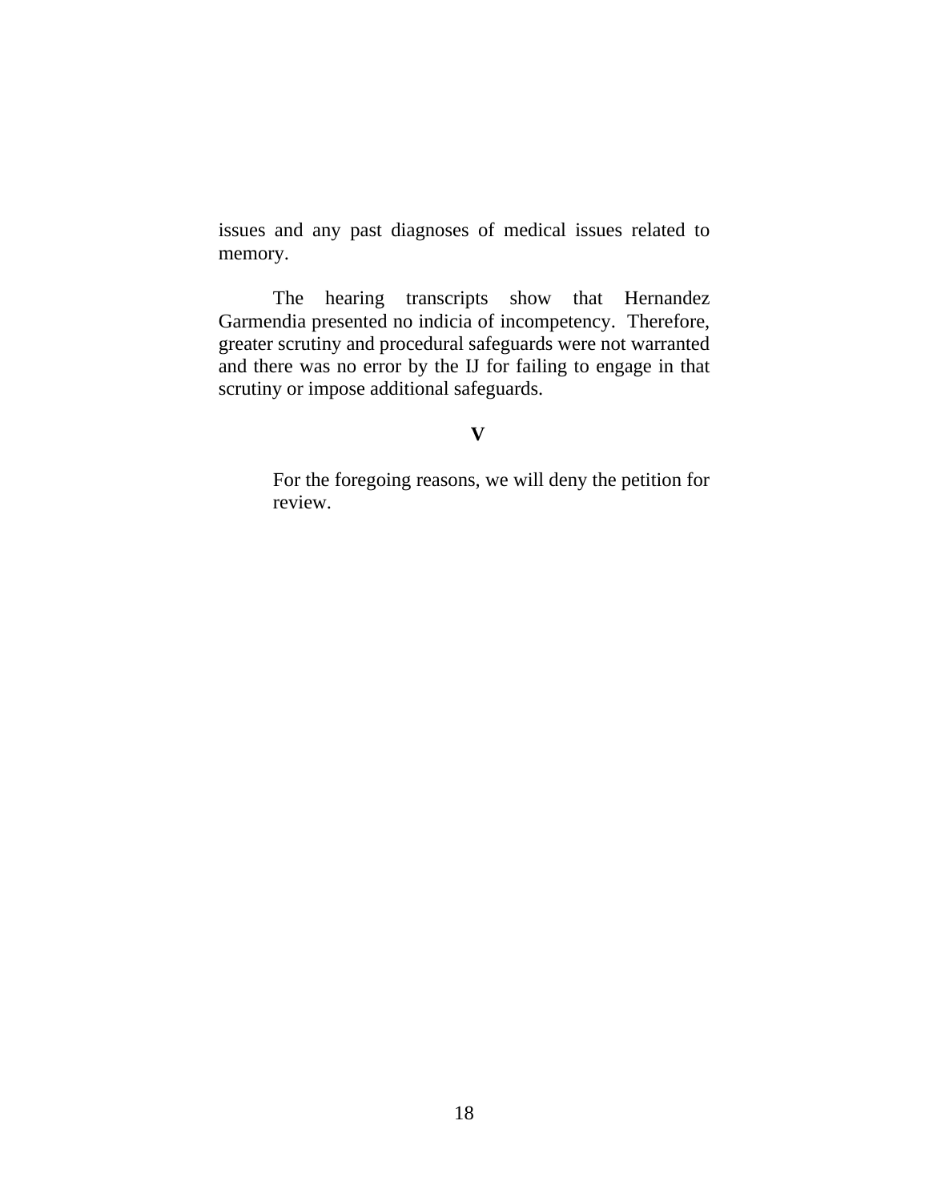issues and any past diagnoses of medical issues related to memory.

The hearing transcripts show that Hernandez Garmendia presented no indicia of incompetency. Therefore, greater scrutiny and procedural safeguards were not warranted and there was no error by the IJ for failing to engage in that scrutiny or impose additional safeguards.

## V

For the foregoing reasons, we will deny the petition for review.